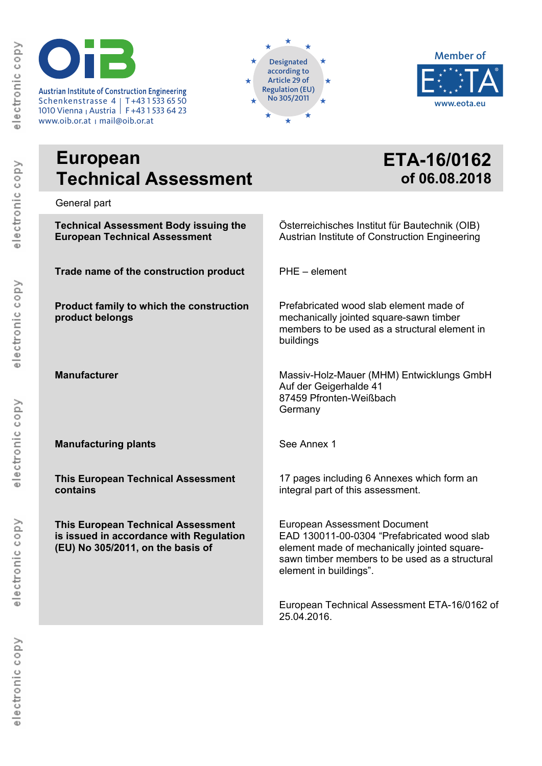Austrian Institute of Construction Engineering
Schenkenstrasse 4 | T +43 1 533 65 50
1010 Vienna | Austria | F +43 1 533 64 23
www.oib.or.at | mail@oib.or.at

Designated according to Article 29 of Regulation (EU) No 305/2011

Member of EOTA
www.eota.eu

# European Technical Assessment

## ETA-16/0162 of 06.08.2018

General part

| | |
|---|---|
| **Technical Assessment Body issuing the European Technical Assessment** | Österreichisches Institut für Bautechnik (OIB)<br>Austrian Institute of Construction Engineering |
| **Trade name of the construction product** | PHE – element |
| **Product family to which the construction product belongs** | Prefabricated wood slab element made of mechanically jointed square-sawn timber members to be used as a structural element in buildings |
| **Manufacturer** | Massiv-Holz-Mauer (MHM) Entwicklungs GmbH<br>Auf der Geigerhalde 41<br>87459 Pfronten-Weißbach<br>Germany |
| **Manufacturing plants** | See Annex 1 |
| **This European Technical Assessment contains** | 17 pages including 6 Annexes which form an integral part of this assessment. |
| **This European Technical Assessment is issued in accordance with Regulation (EU) No 305/2011, on the basis of** | European Assessment Document<br>EAD 130011-00-0304 "Prefabricated wood slab element made of mechanically jointed square-sawn timber members to be used as a structural element in buildings". |
| **This version replaces** | European Technical Assessment ETA-16/0162 of 25.04.2016. |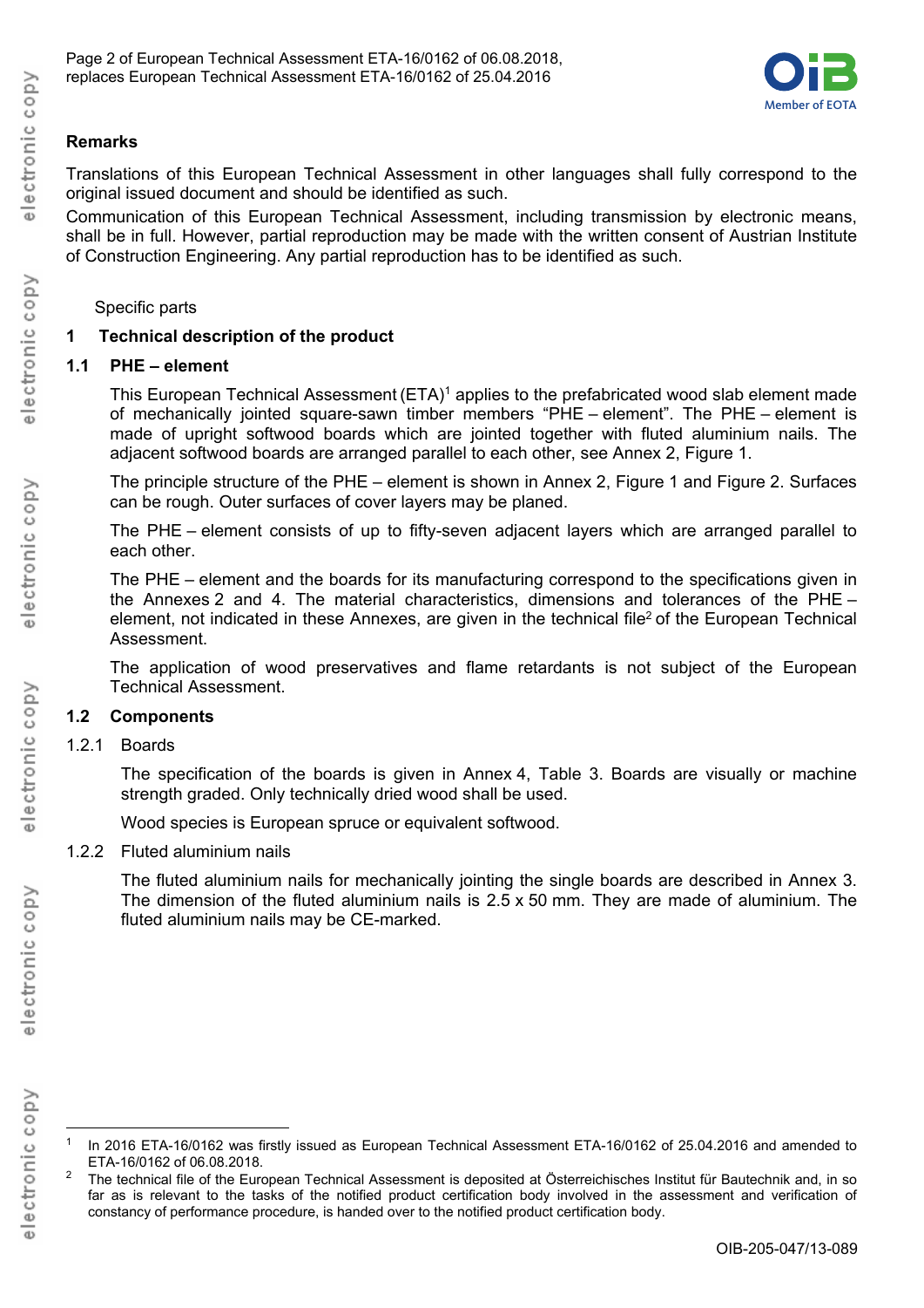## Remarks

Translations of this European Technical Assessment in other languages shall fully correspond to the original issued document and should be identified as such.

Communication of this European Technical Assessment, including transmission by electronic means, shall be in full. However, partial reproduction may be made with the written consent of Austrian Institute of Construction Engineering. Any partial reproduction has to be identified as such.

Specific parts

## 1 Technical description of the product

### 1.1 PHE – element

This European Technical Assessment (ETA)[1] applies to the prefabricated wood slab element made of mechanically jointed square-sawn timber members "PHE – element". The PHE – element is made of upright softwood boards which are jointed together with fluted aluminium nails. The adjacent softwood boards are arranged parallel to each other, see Annex 2, Figure 1.

The principle structure of the PHE – element is shown in Annex 2, Figure 1 and Figure 2. Surfaces can be rough. Outer surfaces of cover layers may be planed.

The PHE – element consists of up to fifty-seven adjacent layers which are arranged parallel to each other.

The PHE – element and the boards for its manufacturing correspond to the specifications given in the Annexes 2 and 4. The material characteristics, dimensions and tolerances of the PHE – element, not indicated in these Annexes, are given in the technical file[2] of the European Technical Assessment.

The application of wood preservatives and flame retardants is not subject of the European Technical Assessment.

### 1.2 Components

#### 1.2.1 Boards

The specification of the boards is given in Annex 4, Table 3. Boards are visually or machine strength graded. Only technically dried wood shall be used.

Wood species is European spruce or equivalent softwood.

#### 1.2.2 Fluted aluminium nails

The fluted aluminium nails for mechanically jointing the single boards are described in Annex 3. The dimension of the fluted aluminium nails is 2.5 x 50 mm. They are made of aluminium. The fluted aluminium nails may be CE-marked.

---

[1] In 2016 ETA-16/0162 was firstly issued as European Technical Assessment ETA-16/0162 of 25.04.2016 and amended to ETA-16/0162 of 06.08.2018.

[2] The technical file of the European Technical Assessment is deposited at Österreichisches Institut für Bautechnik and, in so far as is relevant to the tasks of the notified product certification body involved in the assessment and verification of constancy of performance procedure, is handed over to the notified product certification body.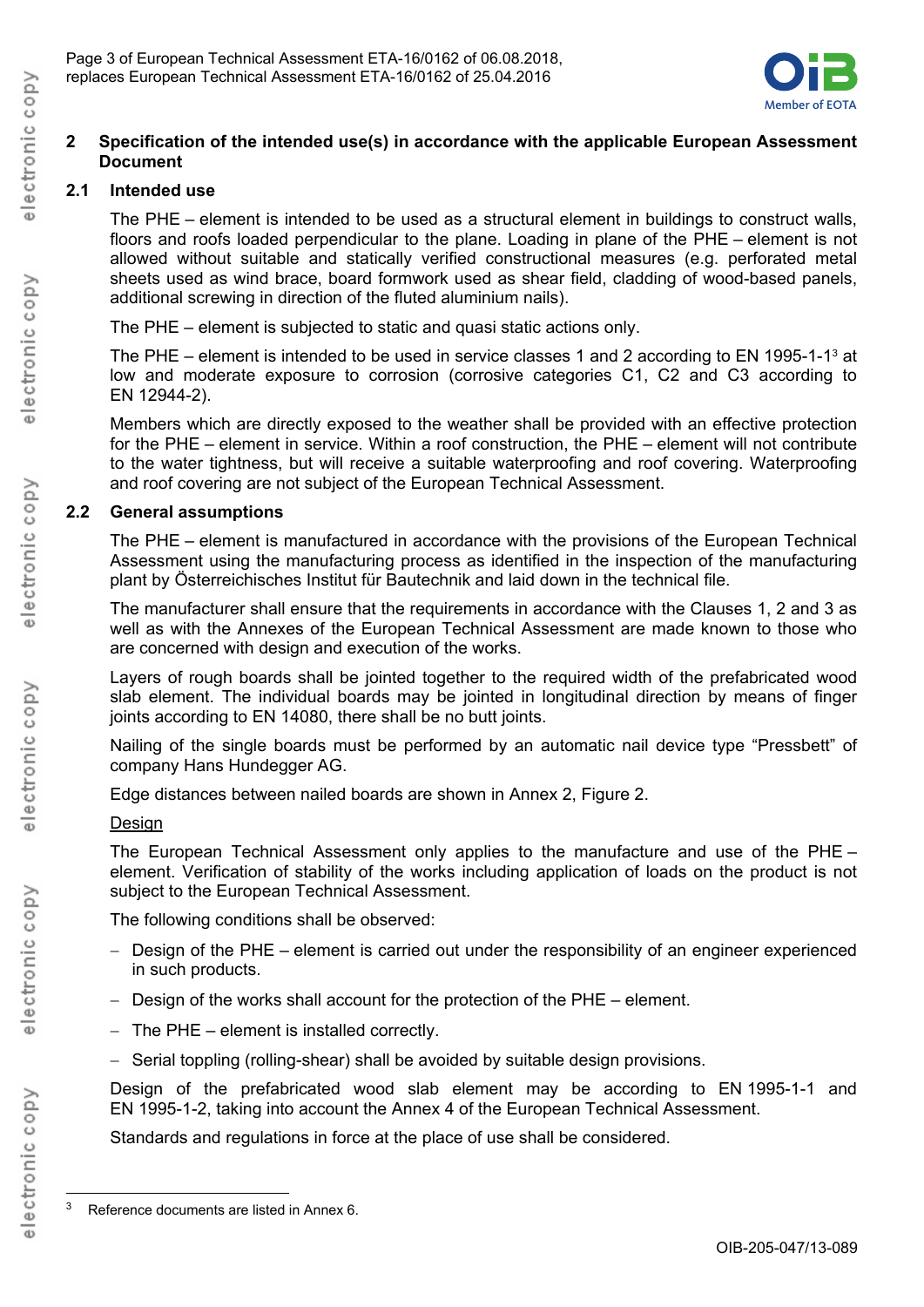## 2 Specification of the intended use(s) in accordance with the applicable European Assessment Document

### 2.1 Intended use

The PHE – element is intended to be used as a structural element in buildings to construct walls, floors and roofs loaded perpendicular to the plane. Loading in plane of the PHE – element is not allowed without suitable and statically verified constructional measures (e.g. perforated metal sheets used as wind brace, board formwork used as shear field, cladding of wood-based panels, additional screwing in direction of the fluted aluminium nails).

The PHE – element is subjected to static and quasi static actions only.

The PHE – element is intended to be used in service classes 1 and 2 according to EN 1995-1-1[3] at low and moderate exposure to corrosion (corrosive categories C1, C2 and C3 according to EN 12944-2).

Members which are directly exposed to the weather shall be provided with an effective protection for the PHE – element in service. Within a roof construction, the PHE – element will not contribute to the water tightness, but will receive a suitable waterproofing and roof covering. Waterproofing and roof covering are not subject of the European Technical Assessment.

### 2.2 General assumptions

The PHE – element is manufactured in accordance with the provisions of the European Technical Assessment using the manufacturing process as identified in the inspection of the manufacturing plant by Österreichisches Institut für Bautechnik and laid down in the technical file.

The manufacturer shall ensure that the requirements in accordance with the Clauses 1, 2 and 3 as well as with the Annexes of the European Technical Assessment are made known to those who are concerned with design and execution of the works.

Layers of rough boards shall be jointed together to the required width of the prefabricated wood slab element. The individual boards may be jointed in longitudinal direction by means of finger joints according to EN 14080, there shall be no butt joints.

Nailing of the single boards must be performed by an automatic nail device type "Pressbett" of company Hans Hundegger AG.

Edge distances between nailed boards are shown in Annex 2, Figure 2.

<u>Design</u>

The European Technical Assessment only applies to the manufacture and use of the PHE – element. Verification of stability of the works including application of loads on the product is not subject to the European Technical Assessment.

The following conditions shall be observed:

- Design of the PHE – element is carried out under the responsibility of an engineer experienced in such products.
- Design of the works shall account for the protection of the PHE – element.
- The PHE – element is installed correctly.
- Serial toppling (rolling-shear) shall be avoided by suitable design provisions.

Design of the prefabricated wood slab element may be according to EN 1995-1-1 and EN 1995-1-2, taking into account the Annex 4 of the European Technical Assessment.

Standards and regulations in force at the place of use shall be considered.

---

[3] Reference documents are listed in Annex 6.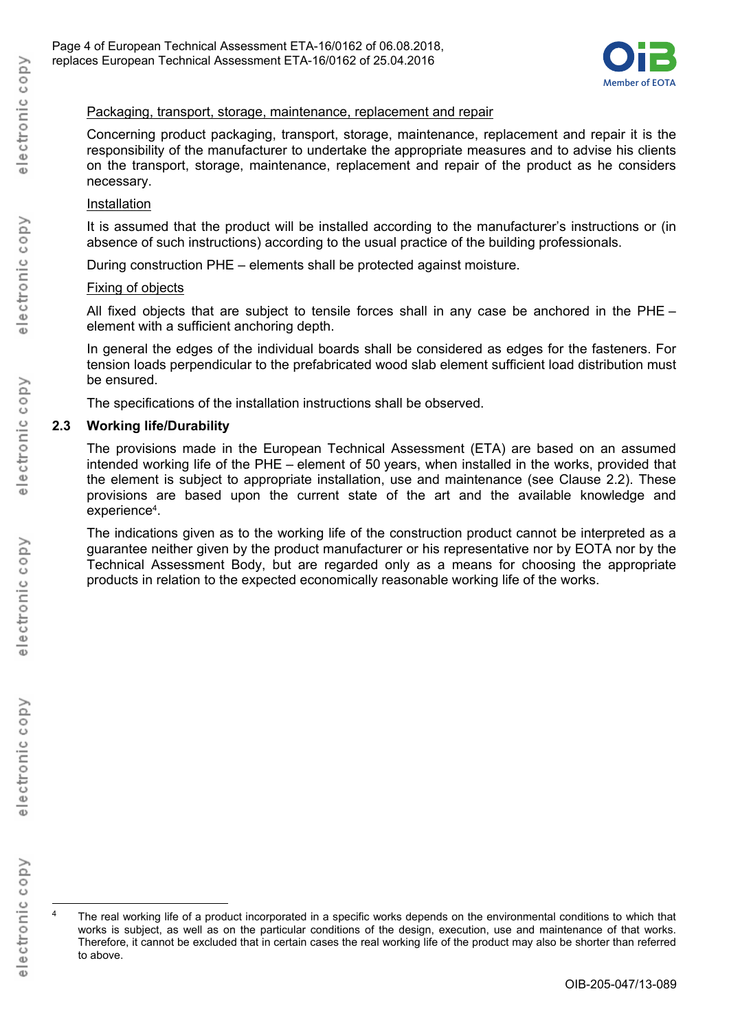Packaging, transport, storage, maintenance, replacement and repair

Concerning product packaging, transport, storage, maintenance, replacement and repair it is the responsibility of the manufacturer to undertake the appropriate measures and to advise his clients on the transport, storage, maintenance, replacement and repair of the product as he considers necessary.

Installation

It is assumed that the product will be installed according to the manufacturer's instructions or (in absence of such instructions) according to the usual practice of the building professionals.

During construction PHE – elements shall be protected against moisture.

Fixing of objects

All fixed objects that are subject to tensile forces shall in any case be anchored in the PHE – element with a sufficient anchoring depth.

In general the edges of the individual boards shall be considered as edges for the fasteners. For tension loads perpendicular to the prefabricated wood slab element sufficient load distribution must be ensured.

The specifications of the installation instructions shall be observed.

## 2.3 Working life/Durability

The provisions made in the European Technical Assessment (ETA) are based on an assumed intended working life of the PHE – element of 50 years, when installed in the works, provided that the element is subject to appropriate installation, use and maintenance (see Clause 2.2). These provisions are based upon the current state of the art and the available knowledge and experience[4].

The indications given as to the working life of the construction product cannot be interpreted as a guarantee neither given by the product manufacturer or his representative nor by EOTA nor by the Technical Assessment Body, but are regarded only as a means for choosing the appropriate products in relation to the expected economically reasonable working life of the works.

[4] The real working life of a product incorporated in a specific works depends on the environmental conditions to which that works is subject, as well as on the particular conditions of the design, execution, use and maintenance of that works. Therefore, it cannot be excluded that in certain cases the real working life of the product may also be shorter than referred to above.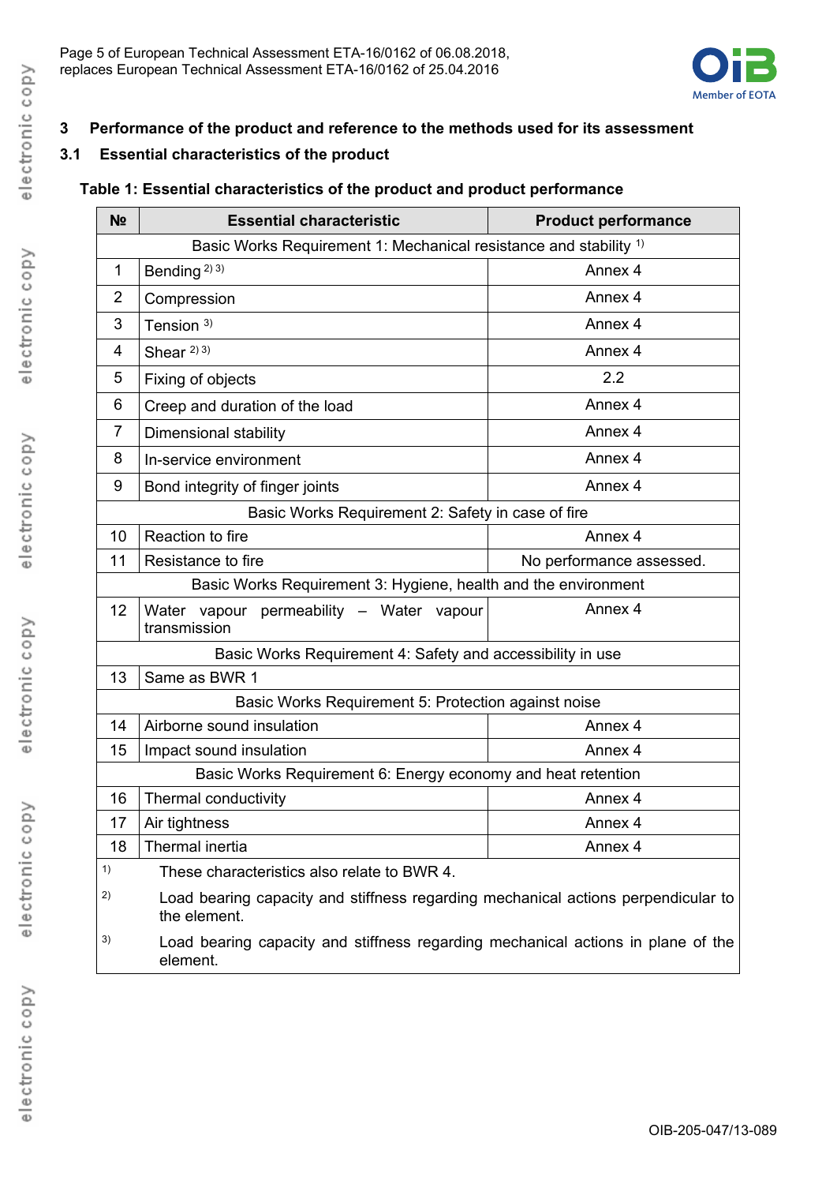## 3 Performance of the product and reference to the methods used for its assessment

### 3.1 Essential characteristics of the product

**Table 1: Essential characteristics of the product and product performance**

| № | Essential characteristic | Product performance |
|---|---|---|
| | Basic Works Requirement 1: Mechanical resistance and stability [1] | |
| 1 | Bending [2] [3] | Annex 4 |
| 2 | Compression | Annex 4 |
| 3 | Tension [3] | Annex 4 |
| 4 | Shear [2] [3] | Annex 4 |
| 5 | Fixing of objects | 2.2 |
| 6 | Creep and duration of the load | Annex 4 |
| 7 | Dimensional stability | Annex 4 |
| 8 | In-service environment | Annex 4 |
| 9 | Bond integrity of finger joints | Annex 4 |
| | Basic Works Requirement 2: Safety in case of fire | |
| 10 | Reaction to fire | Annex 4 |
| 11 | Resistance to fire | No performance assessed. |
| | Basic Works Requirement 3: Hygiene, health and the environment | |
| 12 | Water vapour permeability – Water vapour transmission | Annex 4 |
| | Basic Works Requirement 4: Safety and accessibility in use | |
| 13 | Same as BWR 1 | |
| | Basic Works Requirement 5: Protection against noise | |
| 14 | Airborne sound insulation | Annex 4 |
| 15 | Impact sound insulation | Annex 4 |
| | Basic Works Requirement 6: Energy economy and heat retention | |
| 16 | Thermal conductivity | Annex 4 |
| 17 | Air tightness | Annex 4 |
| 18 | Thermal inertia | Annex 4 |

[1] These characteristics also relate to BWR 4.

[2] Load bearing capacity and stiffness regarding mechanical actions perpendicular to the element.

[3] Load bearing capacity and stiffness regarding mechanical actions in plane of the element.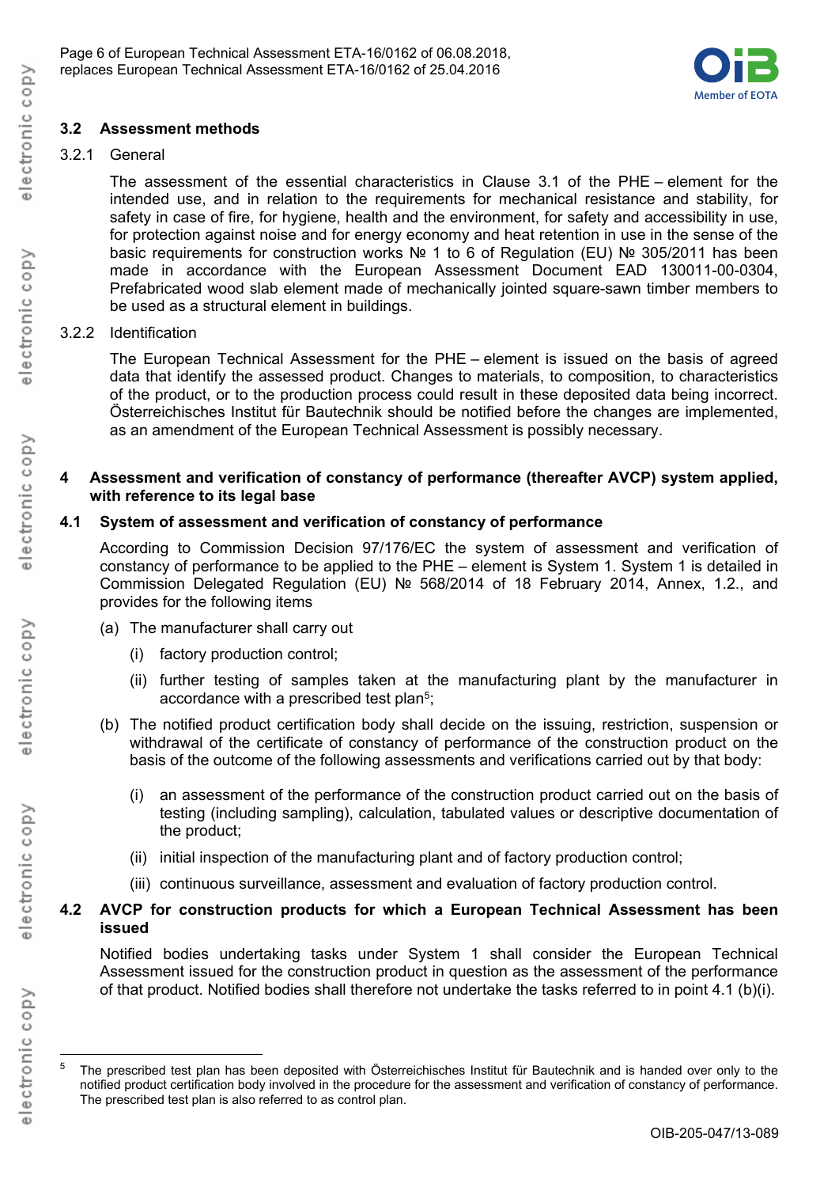### 3.2 Assessment methods

#### 3.2.1 General

The assessment of the essential characteristics in Clause 3.1 of the PHE – element for the intended use, and in relation to the requirements for mechanical resistance and stability, for safety in case of fire, for hygiene, health and the environment, for safety and accessibility in use, for protection against noise and for energy economy and heat retention in use in the sense of the basic requirements for construction works № 1 to 6 of Regulation (EU) № 305/2011 has been made in accordance with the European Assessment Document EAD 130011-00-0304, Prefabricated wood slab element made of mechanically jointed square-sawn timber members to be used as a structural element in buildings.

#### 3.2.2 Identification

The European Technical Assessment for the PHE – element is issued on the basis of agreed data that identify the assessed product. Changes to materials, to composition, to characteristics of the product, or to the production process could result in these deposited data being incorrect. Österreichisches Institut für Bautechnik should be notified before the changes are implemented, as an amendment of the European Technical Assessment is possibly necessary.

## 4 Assessment and verification of constancy of performance (thereafter AVCP) system applied, with reference to its legal base

### 4.1 System of assessment and verification of constancy of performance

According to Commission Decision 97/176/EC the system of assessment and verification of constancy of performance to be applied to the PHE – element is System 1. System 1 is detailed in Commission Delegated Regulation (EU) № 568/2014 of 18 February 2014, Annex, 1.2., and provides for the following items

(a) The manufacturer shall carry out

- (i) factory production control;
- (ii) further testing of samples taken at the manufacturing plant by the manufacturer in accordance with a prescribed test plan[5];

(b) The notified product certification body shall decide on the issuing, restriction, suspension or withdrawal of the certificate of constancy of performance of the construction product on the basis of the outcome of the following assessments and verifications carried out by that body:

- (i) an assessment of the performance of the construction product carried out on the basis of testing (including sampling), calculation, tabulated values or descriptive documentation of the product;
- (ii) initial inspection of the manufacturing plant and of factory production control;
- (iii) continuous surveillance, assessment and evaluation of factory production control.

### 4.2 AVCP for construction products for which a European Technical Assessment has been issued

Notified bodies undertaking tasks under System 1 shall consider the European Technical Assessment issued for the construction product in question as the assessment of the performance of that product. Notified bodies shall therefore not undertake the tasks referred to in point 4.1 (b)(i).

---

[5] The prescribed test plan has been deposited with Österreichisches Institut für Bautechnik and is handed over only to the notified product certification body involved in the procedure for the assessment and verification of constancy of performance. The prescribed test plan is also referred to as control plan.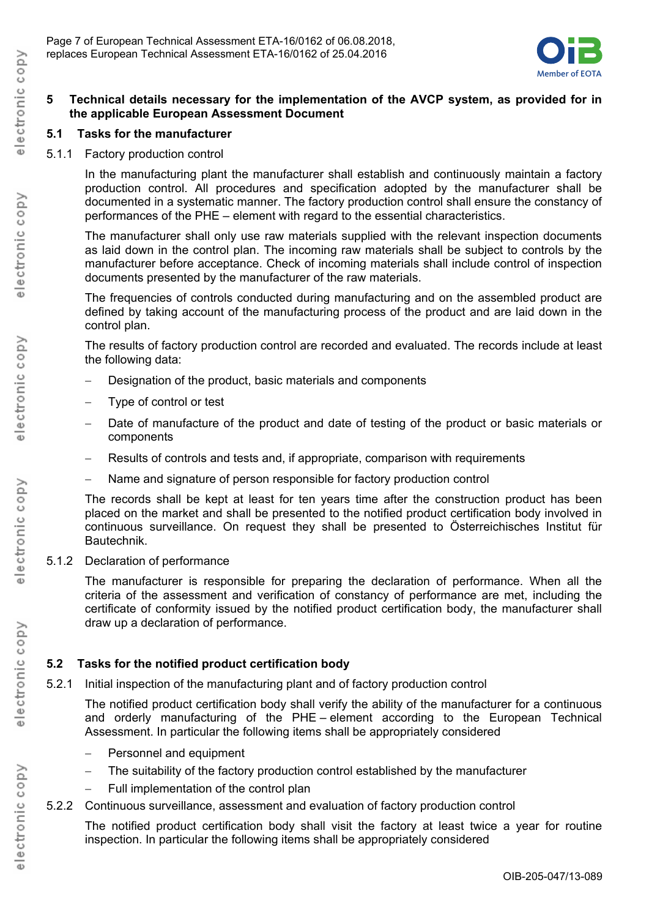## 5 Technical details necessary for the implementation of the AVCP system, as provided for in the applicable European Assessment Document

### 5.1 Tasks for the manufacturer

#### 5.1.1 Factory production control

In the manufacturing plant the manufacturer shall establish and continuously maintain a factory production control. All procedures and specification adopted by the manufacturer shall be documented in a systematic manner. The factory production control shall ensure the constancy of performances of the PHE – element with regard to the essential characteristics.

The manufacturer shall only use raw materials supplied with the relevant inspection documents as laid down in the control plan. The incoming raw materials shall be subject to controls by the manufacturer before acceptance. Check of incoming materials shall include control of inspection documents presented by the manufacturer of the raw materials.

The frequencies of controls conducted during manufacturing and on the assembled product are defined by taking account of the manufacturing process of the product and are laid down in the control plan.

The results of factory production control are recorded and evaluated. The records include at least the following data:

- Designation of the product, basic materials and components
- Type of control or test
- Date of manufacture of the product and date of testing of the product or basic materials or components
- Results of controls and tests and, if appropriate, comparison with requirements
- Name and signature of person responsible for factory production control

The records shall be kept at least for ten years time after the construction product has been placed on the market and shall be presented to the notified product certification body involved in continuous surveillance. On request they shall be presented to Österreichisches Institut für Bautechnik.

#### 5.1.2 Declaration of performance

The manufacturer is responsible for preparing the declaration of performance. When all the criteria of the assessment and verification of constancy of performance are met, including the certificate of conformity issued by the notified product certification body, the manufacturer shall draw up a declaration of performance.

### 5.2 Tasks for the notified product certification body

#### 5.2.1 Initial inspection of the manufacturing plant and of factory production control

The notified product certification body shall verify the ability of the manufacturer for a continuous and orderly manufacturing of the PHE – element according to the European Technical Assessment. In particular the following items shall be appropriately considered

- Personnel and equipment
- The suitability of the factory production control established by the manufacturer
- Full implementation of the control plan

#### 5.2.2 Continuous surveillance, assessment and evaluation of factory production control

The notified product certification body shall visit the factory at least twice a year for routine inspection. In particular the following items shall be appropriately considered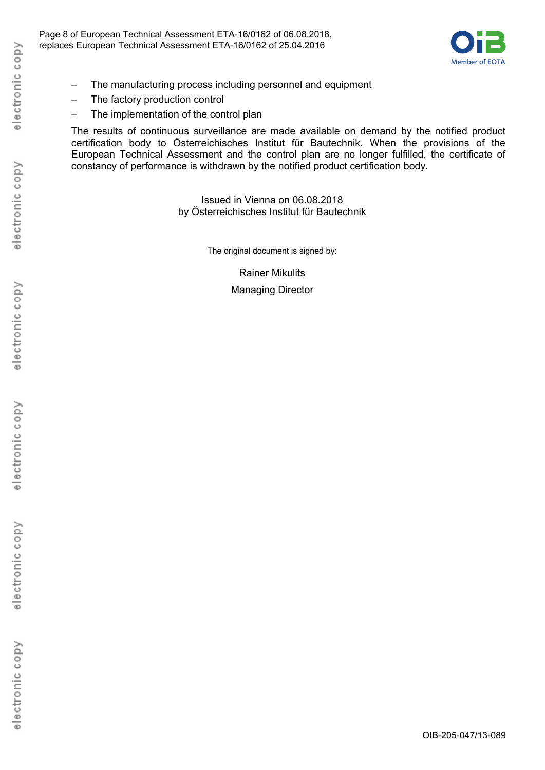- The manufacturing process including personnel and equipment
- The factory production control
- The implementation of the control plan

The results of continuous surveillance are made available on demand by the notified product certification body to Österreichisches Institut für Bautechnik. When the provisions of the European Technical Assessment and the control plan are no longer fulfilled, the certificate of constancy of performance is withdrawn by the notified product certification body.

Issued in Vienna on 06.08.2018
by Österreichisches Institut für Bautechnik

The original document is signed by:

Rainer Mikulits

Managing Director

OIB-205-047/13-089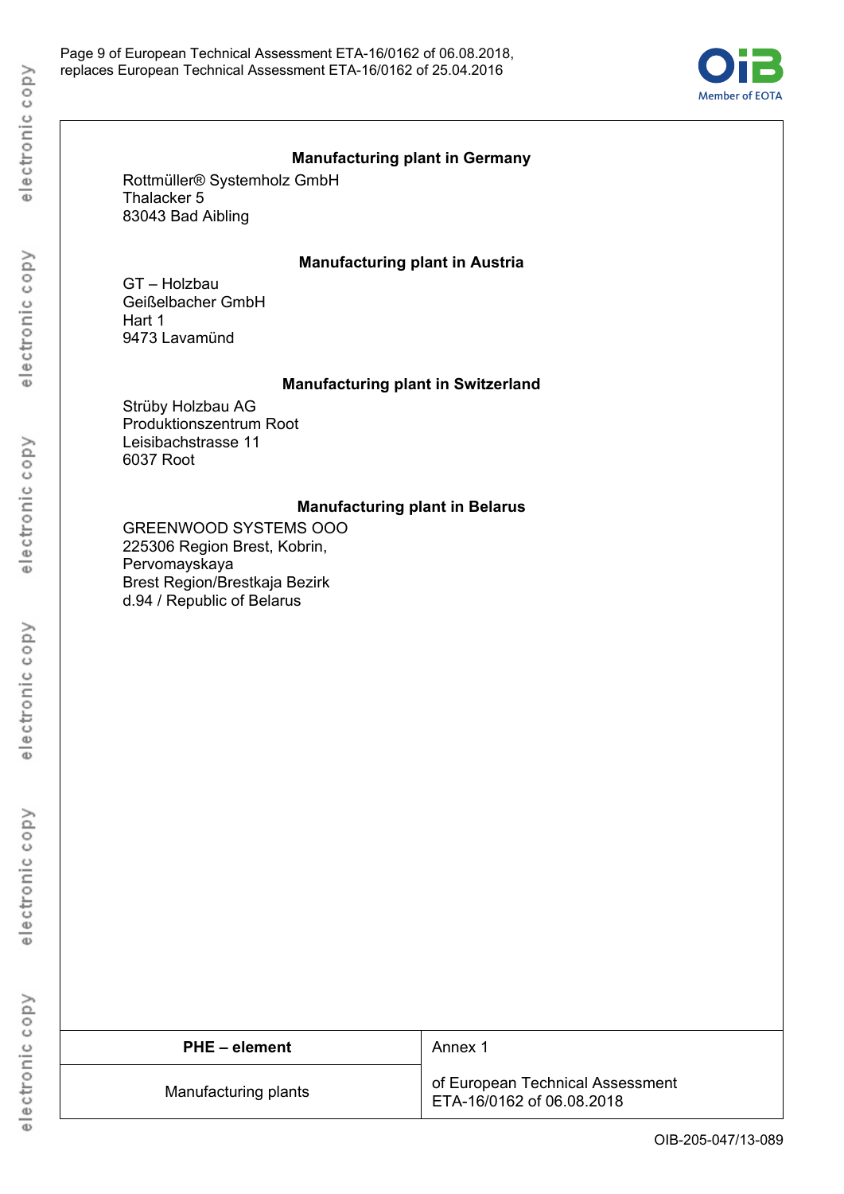### Manufacturing plant in Germany

Rottmüller® Systemholz GmbH
Thalacker 5
83043 Bad Aibling

### Manufacturing plant in Austria

GT – Holzbau
Geißelbacher GmbH
Hart 1
9473 Lavamünd

### Manufacturing plant in Switzerland

Strüby Holzbau AG
Produktionszentrum Root
Leisibachstrasse 11
6037 Root

### Manufacturing plant in Belarus

GREENWOOD SYSTEMS OOO
225306 Region Brest, Kobrin,
Pervomayskaya
Brest Region/Brestkaja Bezirk
d.94 / Republic of Belarus

| **PHE – element** | Annex 1 |
|---|---|
| Manufacturing plants | of European Technical Assessment ETA-16/0162 of 06.08.2018 |

OIB-205-047/13-089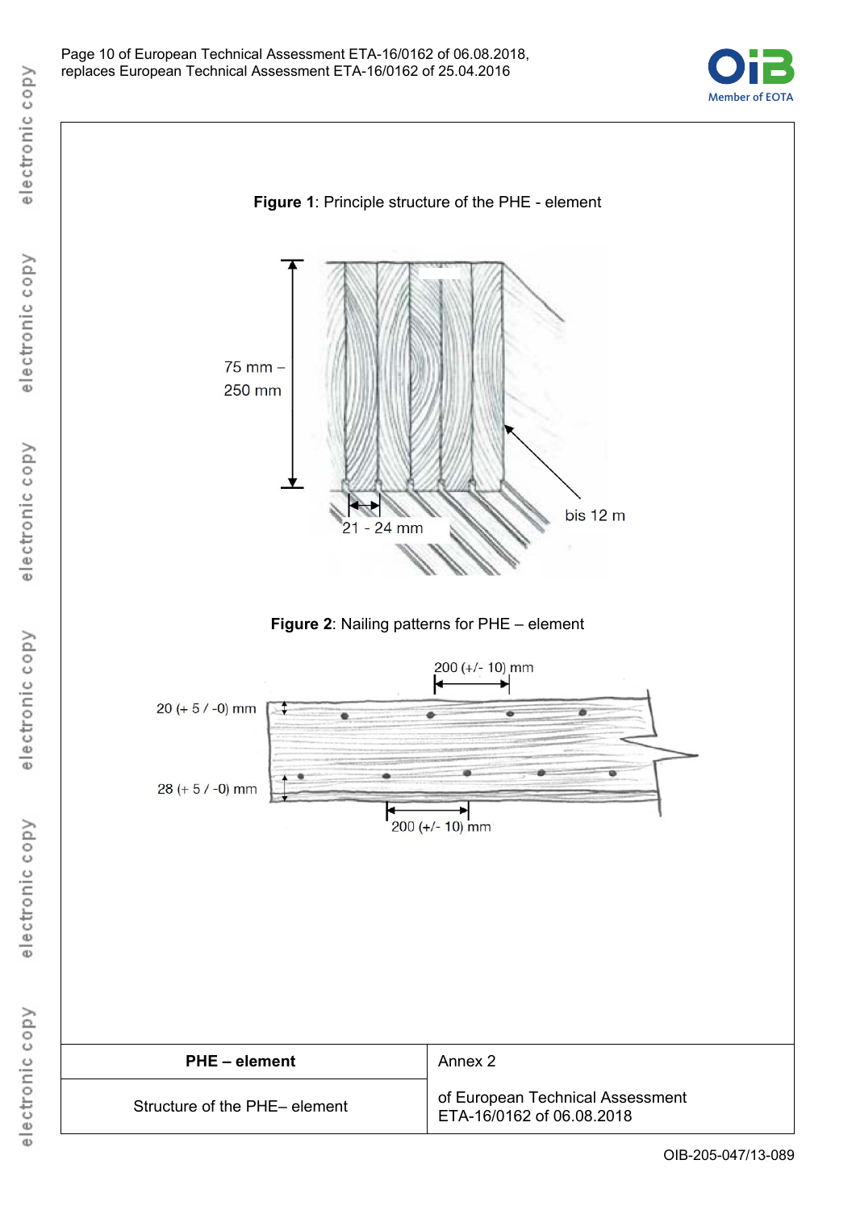**Figure 1**: Principle structure of the PHE - element

75 mm – 250 mm

21 - 24 mm

bis 12 m

**Figure 2**: Nailing patterns for PHE – element

200 (+/- 10) mm

20 (+ 5 / -0) mm

28 (+ 5 / -0) mm

200 (+/- 10) mm

| **PHE – element** | Annex 2 |
|---|---|
| Structure of the PHE– element | of European Technical Assessment ETA-16/0162 of 06.08.2018 |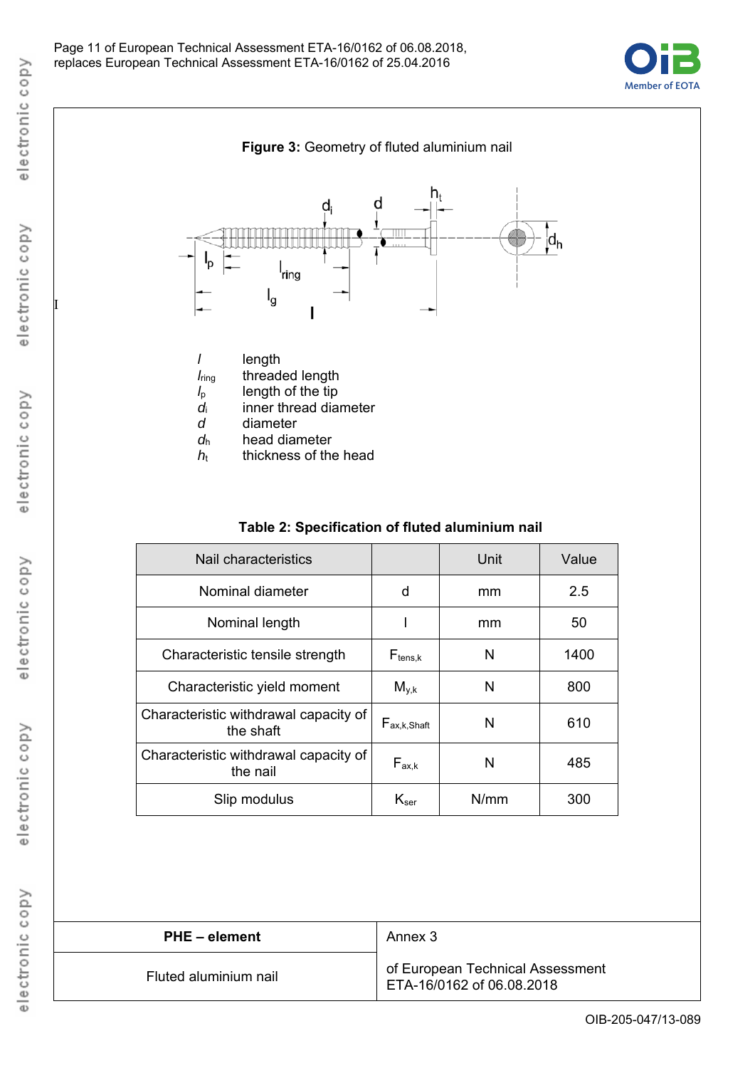**Figure 3:** Geometry of fluted aluminium nail

| | |
|---|---|
| $l$ | length |
| $l_{ring}$ | threaded length |
| $l_p$ | length of the tip |
| $d_i$ | inner thread diameter |
| $d$ | diameter |
| $d_h$ | head diameter |
| $h_t$ | thickness of the head |

**Table 2: Specification of fluted aluminium nail**

| Nail characteristics | | Unit | Value |
|---|---|---|---|
| Nominal diameter | d | mm | 2.5 |
| Nominal length | l | mm | 50 |
| Characteristic tensile strength | $F_{tens,k}$ | N | 1400 |
| Characteristic yield moment | $M_{y,k}$ | N | 800 |
| Characteristic withdrawal capacity of the shaft | $F_{ax,k,Shaft}$ | N | 610 |
| Characteristic withdrawal capacity of the nail | $F_{ax,k}$ | N | 485 |
| Slip modulus | $K_{ser}$ | N/mm | 300 |

| **PHE – element** | Annex 3 |
|---|---|
| Fluted aluminium nail | of European Technical Assessment ETA-16/0162 of 06.08.2018 |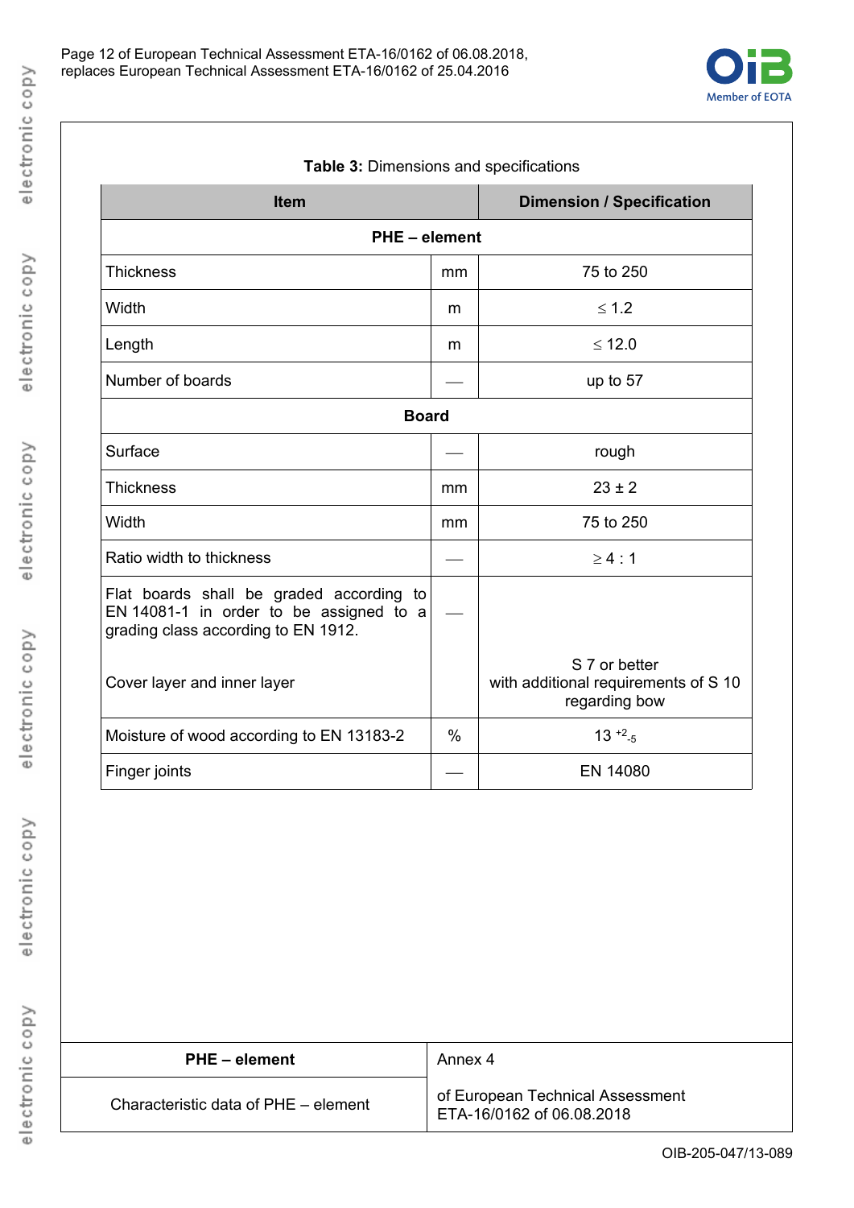**Table 3:** Dimensions and specifications

| Item | | Dimension / Specification |
|---|---|---|
| **PHE – element** | | |
| Thickness | mm | 75 to 250 |
| Width | m | ≤ 1.2 |
| Length | m | ≤ 12.0 |
| Number of boards | — | up to 57 |
| **Board** | | |
| Surface | — | rough |
| Thickness | mm | 23 ± 2 |
| Width | mm | 75 to 250 |
| Ratio width to thickness | — | ≥ 4 : 1 |
| Flat boards shall be graded according to EN 14081-1 in order to be assigned to a grading class according to EN 1912.<br><br>Cover layer and inner layer | — | S 7 or better with additional requirements of S 10 regarding bow |
| Moisture of wood according to EN 13183-2 | % | $13^{+2}_{-5}$ |
| Finger joints | — | EN 14080 |

| **PHE – element** | Annex 4 |
|---|---|
| Characteristic data of PHE – element | of European Technical Assessment ETA-16/0162 of 06.08.2018 |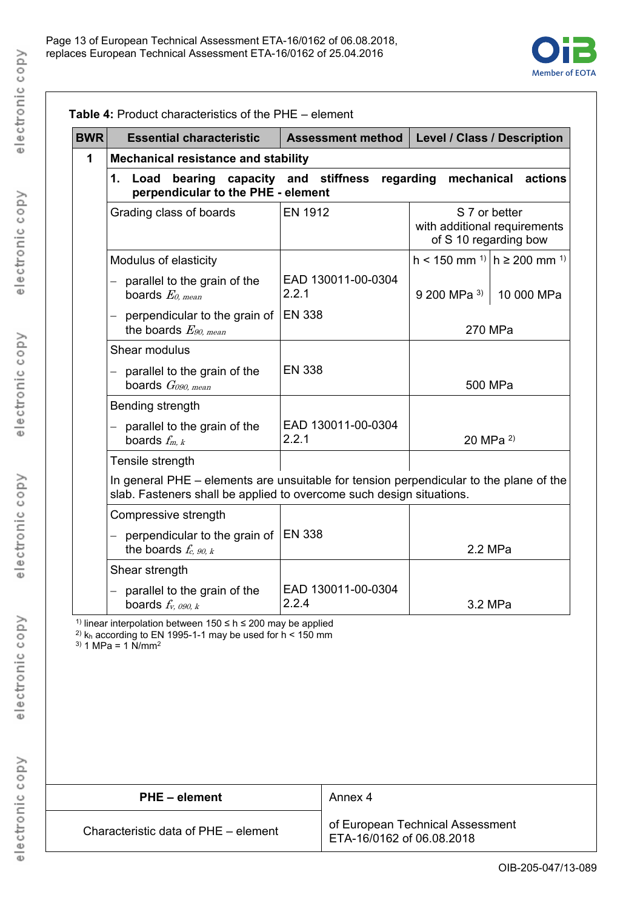**Table 4:** Product characteristics of the PHE – element

| BWR | Essential characteristic | Assessment method | Level / Class / Description | |
|---|---|---|---|---|
| 1 | **Mechanical resistance and stability** | | | |
| | **1. Load bearing capacity and stiffness regarding mechanical actions perpendicular to the PHE - element** | | | |
| | Grading class of boards | EN 1912 | S 7 or better with additional requirements of S 10 regarding bow | |
| | Modulus of elasticity | | h < 150 mm [1] | h ≥ 200 mm [1] |
| | – parallel to the grain of the boards $E_{0,\,mean}$ | EAD 130011-00-0304 2.2.1 | 9 200 MPa [3] | 10 000 MPa |
| | – perpendicular to the grain of the boards $E_{90,\,mean}$ | EN 338 | 270 MPa | |
| | Shear modulus<br>– parallel to the grain of the boards $G_{090,\,mean}$ | EN 338 | 500 MPa | |
| | Bending strength<br>– parallel to the grain of the boards $f_{m,\,k}$ | EAD 130011-00-0304 2.2.1 | 20 MPa [2] | |
| | Tensile strength<br>In general PHE – elements are unsuitable for tension perpendicular to the plane of the slab. Fasteners shall be applied to overcome such design situations. | | | |
| | Compressive strength<br>– perpendicular to the grain of the boards $f_{c,\,90,\,k}$ | EN 338 | 2.2 MPa | |
| | Shear strength<br>– parallel to the grain of the boards $f_{v,\,090,\,k}$ | EAD 130011-00-0304 2.2.4 | 3.2 MPa | |

[1] linear interpolation between 150 ≤ h ≤ 200 may be applied
[2] $k_h$ according to EN 1995-1-1 may be used for h < 150 mm
[3] 1 MPa = 1 N/mm²

| **PHE – element** | Annex 4 |
|---|---|
| Characteristic data of PHE – element | of European Technical Assessment ETA-16/0162 of 06.08.2018 |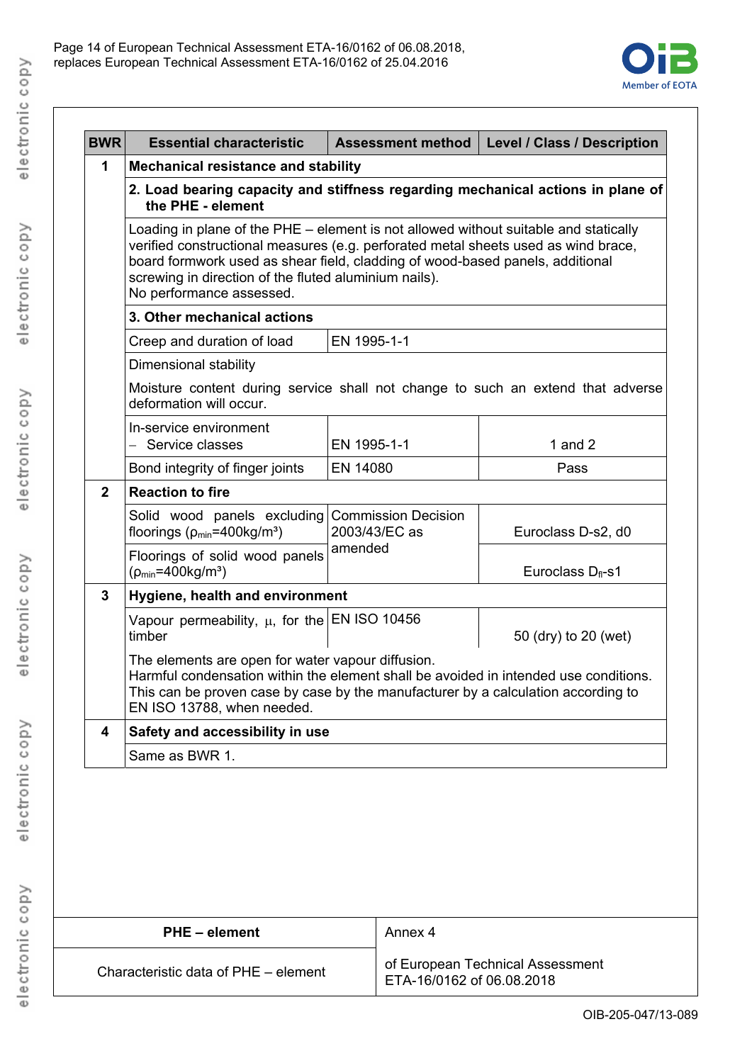| BWR | Essential characteristic | Assessment method | Level / Class / Description |
|---|---|---|---|
| 1 | **Mechanical resistance and stability** | | |
| | **2. Load bearing capacity and stiffness regarding mechanical actions in plane of the PHE - element** | | |
| | Loading in plane of the PHE – element is not allowed without suitable and statically verified constructional measures (e.g. perforated metal sheets used as wind brace, board formwork used as shear field, cladding of wood-based panels, additional screwing in direction of the fluted aluminium nails). No performance assessed. | | |
| | **3. Other mechanical actions** | | |
| | Creep and duration of load | EN 1995-1-1 | |
| | Dimensional stability<br>Moisture content during service shall not change to such an extend that adverse deformation will occur. | | |
| | In-service environment<br>– Service classes | EN 1995-1-1 | 1 and 2 |
| | Bond integrity of finger joints | EN 14080 | Pass |
| 2 | **Reaction to fire** | | |
| | Solid wood panels excluding floorings ($\rho_{min}$=400kg/m³) | Commission Decision 2003/43/EC as amended | Euroclass D-s2, d0 |
| | Floorings of solid wood panels ($\rho_{min}$=400kg/m³) | | Euroclass $D_{fl}$-s1 |
| 3 | **Hygiene, health and environment** | | |
| | Vapour permeability, $\mu$, for the timber | EN ISO 10456 | 50 (dry) to 20 (wet) |
| | The elements are open for water vapour diffusion.<br>Harmful condensation within the element shall be avoided in intended use conditions. This can be proven case by case by the manufacturer by a calculation according to EN ISO 13788, when needed. | | |
| 4 | **Safety and accessibility in use** | | |
| | Same as BWR 1. | | |

| **PHE – element** | Annex 4 |
|---|---|
| Characteristic data of PHE – element | of European Technical Assessment ETA-16/0162 of 06.08.2018 |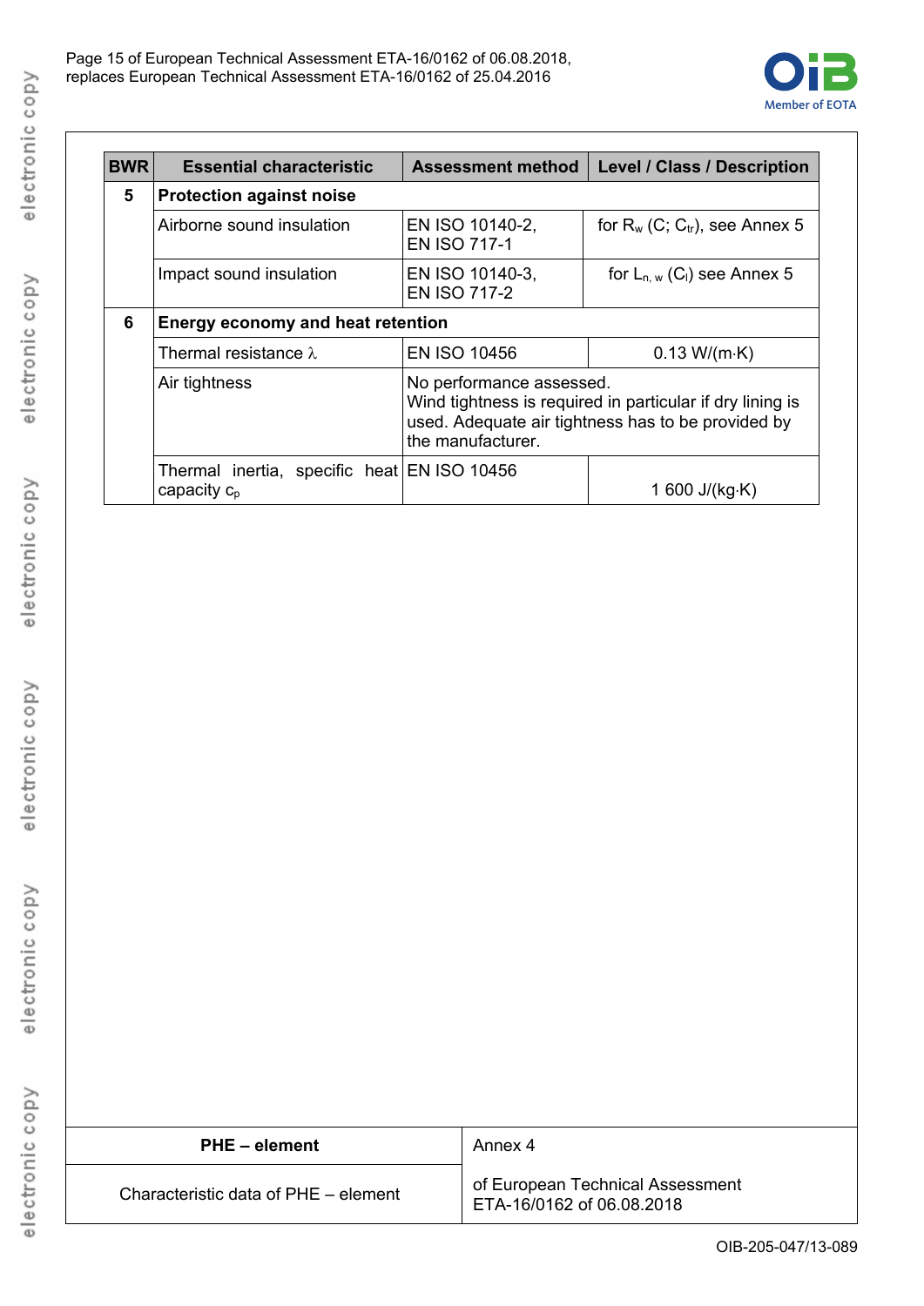| BWR | Essential characteristic | Assessment method | Level / Class / Description |
|---|---|---|---|
| **5** | **Protection against noise** | | |
| | Airborne sound insulation | EN ISO 10140-2, EN ISO 717-1 | for $R_w$ ($C$; $C_{tr}$), see Annex 5 |
| | Impact sound insulation | EN ISO 10140-3, EN ISO 717-2 | for $L_{n,w}$ ($C_I$) see Annex 5 |
| **6** | **Energy economy and heat retention** | | |
| | Thermal resistance $\lambda$ | EN ISO 10456 | 0.13 W/(m·K) |
| | Air tightness | No performance assessed. Wind tightness is required in particular if dry lining is used. Adequate air tightness has to be provided by the manufacturer. | |
| | Thermal inertia, specific heat capacity $c_p$ | EN ISO 10456 | 1 600 J/(kg·K) |

| **PHE – element** | Annex 4 |
|---|---|
| Characteristic data of PHE – element | of European Technical Assessment ETA-16/0162 of 06.08.2018 |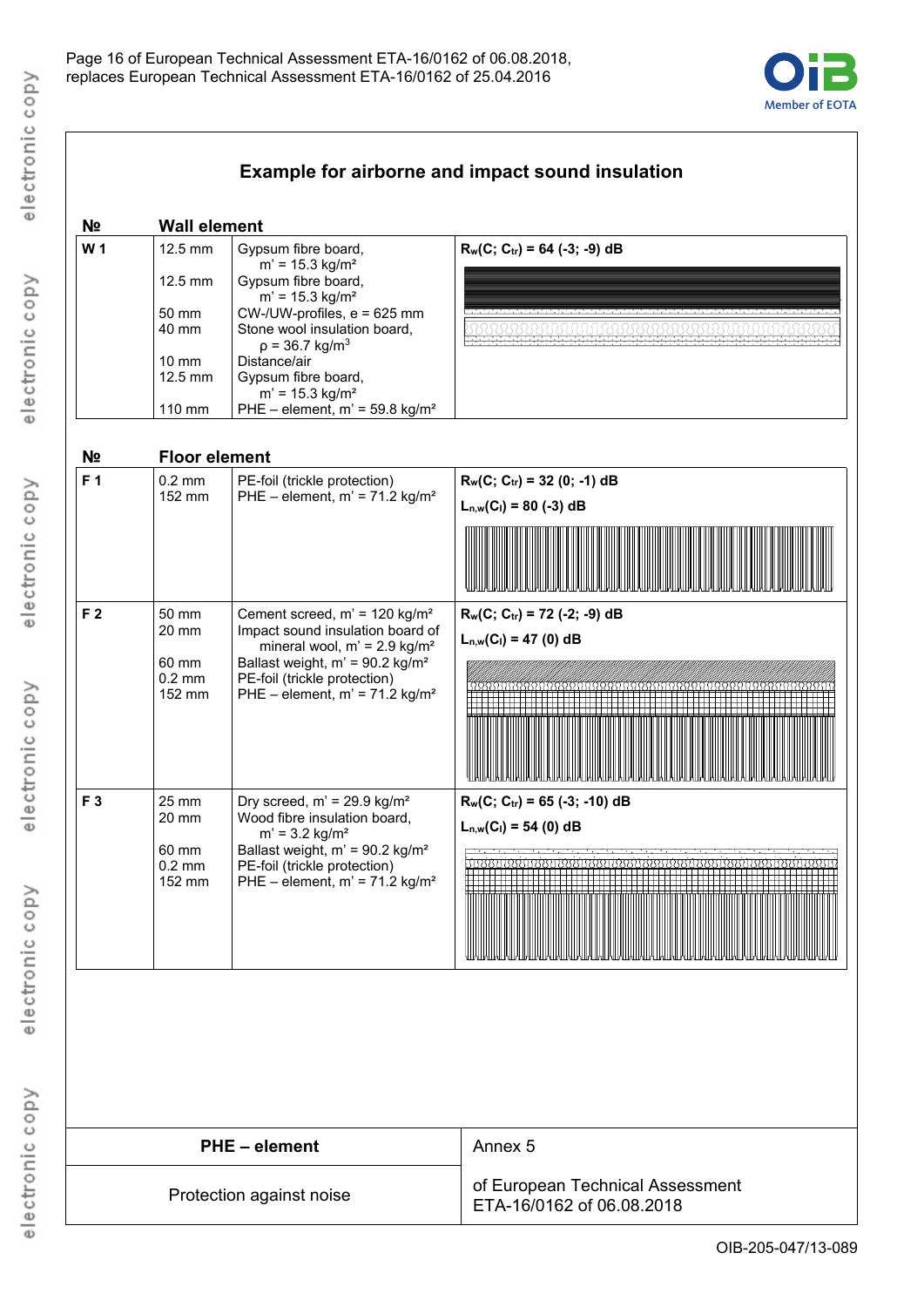## Example for airborne and impact sound insulation

| № | Wall element | | |
|---|---|---|---|
| W 1 | 12.5 mm<br>12.5 mm<br>50 mm<br>40 mm<br>10 mm<br>12.5 mm<br>110 mm | Gypsum fibre board, m' = 15.3 kg/m²<br>Gypsum fibre board, m' = 15.3 kg/m²<br>CW-/UW-profiles, e = 625 mm<br>Stone wool insulation board, ρ = 36.7 kg/m³<br>Distance/air<br>Gypsum fibre board, m' = 15.3 kg/m²<br>PHE – element, m' = 59.8 kg/m² | **$R_w(C; C_{tr})$ = 64 (-3; -9) dB** |

| № | Floor element | | |
|---|---|---|---|
| F 1 | 0.2 mm<br>152 mm | PE-foil (trickle protection)<br>PHE – element, m' = 71.2 kg/m² | **$R_w(C; C_{tr})$ = 32 (0; -1) dB**<br>**$L_{n,w}(C_I)$ = 80 (-3) dB** |
| F 2 | 50 mm<br>20 mm<br>60 mm<br>0.2 mm<br>152 mm | Cement screed, m' = 120 kg/m²<br>Impact sound insulation board of mineral wool, m' = 2.9 kg/m²<br>Ballast weight, m' = 90.2 kg/m²<br>PE-foil (trickle protection)<br>PHE – element, m' = 71.2 kg/m² | **$R_w(C; C_{tr})$ = 72 (-2; -9) dB**<br>**$L_{n,w}(C_I)$ = 47 (0) dB** |
| F 3 | 25 mm<br>20 mm<br>60 mm<br>0.2 mm<br>152 mm | Dry screed, m' = 29.9 kg/m²<br>Wood fibre insulation board, m' = 3.2 kg/m²<br>Ballast weight, m' = 90.2 kg/m²<br>PE-foil (trickle protection)<br>PHE – element, m' = 71.2 kg/m² | **$R_w(C; C_{tr})$ = 65 (-3; -10) dB**<br>**$L_{n,w}(C_I)$ = 54 (0) dB** |

| **PHE – element** | Annex 5 |
|---|---|
| Protection against noise | of European Technical Assessment ETA-16/0162 of 06.08.2018 |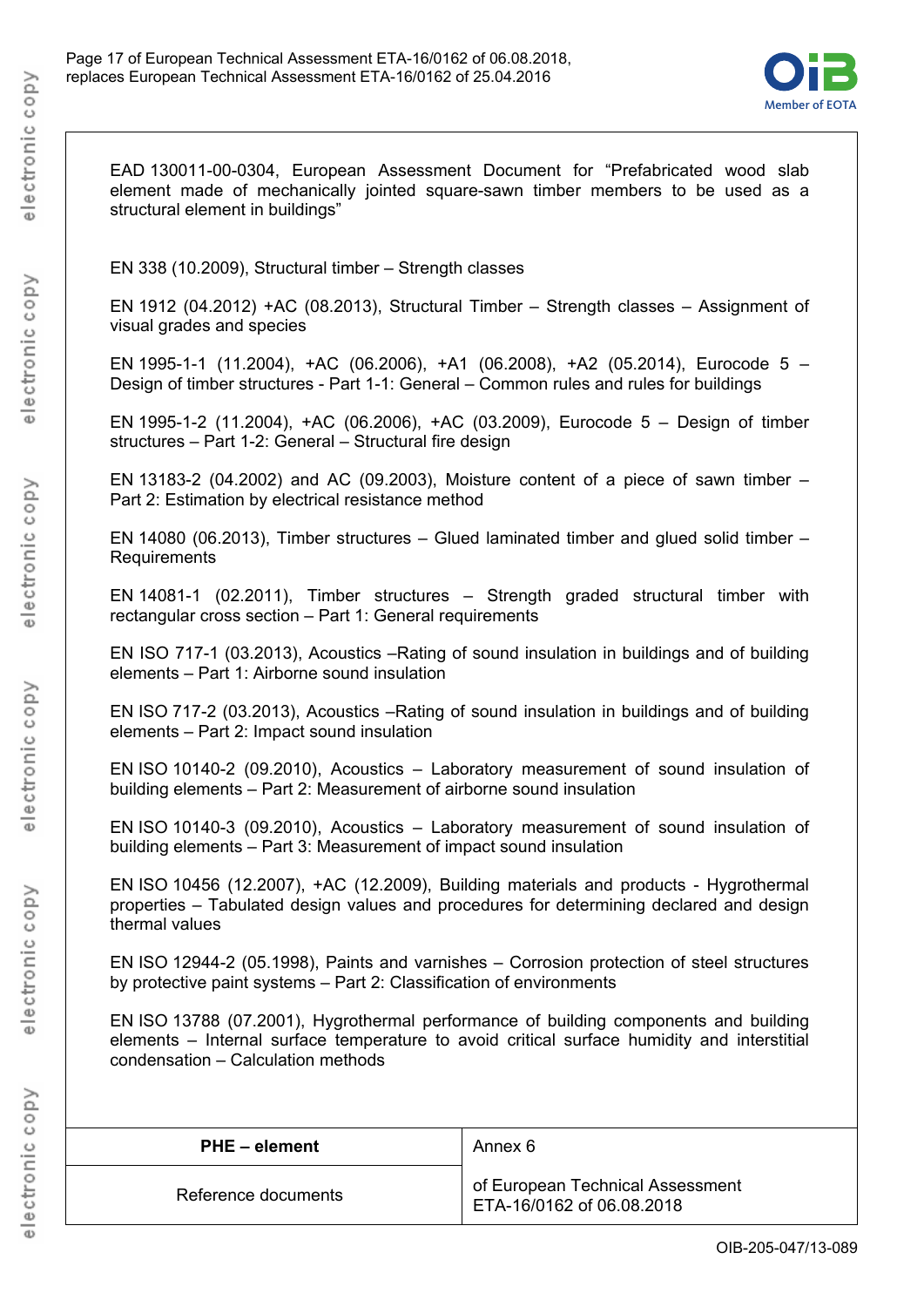EAD 130011-00-0304, European Assessment Document for "Prefabricated wood slab element made of mechanically jointed square-sawn timber members to be used as a structural element in buildings"

EN 338 (10.2009), Structural timber – Strength classes

EN 1912 (04.2012) +AC (08.2013), Structural Timber – Strength classes – Assignment of visual grades and species

EN 1995-1-1 (11.2004), +AC (06.2006), +A1 (06.2008), +A2 (05.2014), Eurocode 5 – Design of timber structures - Part 1-1: General – Common rules and rules for buildings

EN 1995-1-2 (11.2004), +AC (06.2006), +AC (03.2009), Eurocode 5 – Design of timber structures – Part 1-2: General – Structural fire design

EN 13183-2 (04.2002) and AC (09.2003), Moisture content of a piece of sawn timber – Part 2: Estimation by electrical resistance method

EN 14080 (06.2013), Timber structures – Glued laminated timber and glued solid timber – Requirements

EN 14081-1 (02.2011), Timber structures – Strength graded structural timber with rectangular cross section – Part 1: General requirements

EN ISO 717-1 (03.2013), Acoustics –Rating of sound insulation in buildings and of building elements – Part 1: Airborne sound insulation

EN ISO 717-2 (03.2013), Acoustics –Rating of sound insulation in buildings and of building elements – Part 2: Impact sound insulation

EN ISO 10140-2 (09.2010), Acoustics – Laboratory measurement of sound insulation of building elements – Part 2: Measurement of airborne sound insulation

EN ISO 10140-3 (09.2010), Acoustics – Laboratory measurement of sound insulation of building elements – Part 3: Measurement of impact sound insulation

EN ISO 10456 (12.2007), +AC (12.2009), Building materials and products - Hygrothermal properties – Tabulated design values and procedures for determining declared and design thermal values

EN ISO 12944-2 (05.1998), Paints and varnishes – Corrosion protection of steel structures by protective paint systems – Part 2: Classification of environments

EN ISO 13788 (07.2001), Hygrothermal performance of building components and building elements – Internal surface temperature to avoid critical surface humidity and interstitial condensation – Calculation methods

| | |
|---|---|
| **PHE – element** | Annex 6 |
| Reference documents | of European Technical Assessment ETA-16/0162 of 06.08.2018 |